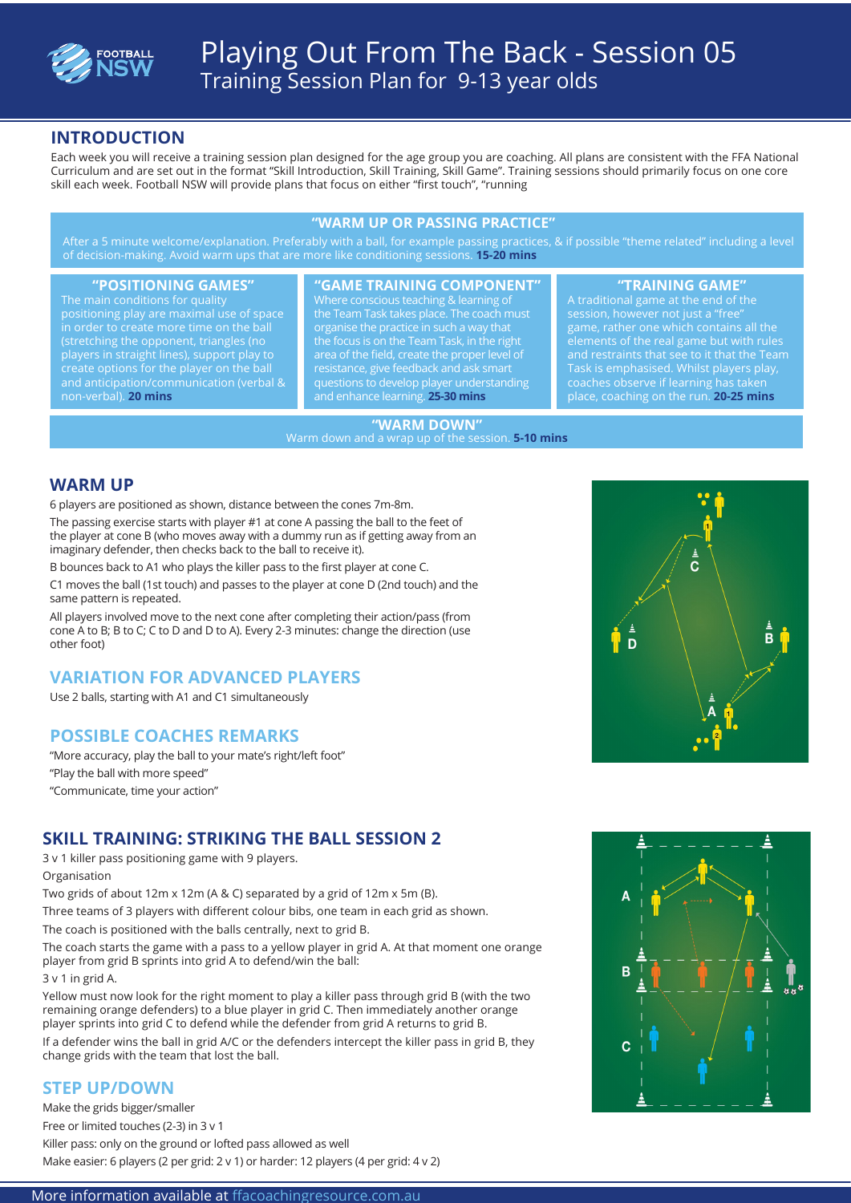# Playing Out From The Back - Session 05

Training Session Plan for 9-13 year olds

## INTRODUCTION

Each week you will receive a training session plan designed for the age group you are coaching. All plans are consistent with the FFA National Curriculum and are set out in the format "Skill Introduction, Skill Training, Skill Game". Training sessions should primarily focus on one core skill each week. Football NSW will provide plans that focus on either "first touch", "running

### "WARM UP OR PASSING PRACTICE"

After a 5 minute welcome/explanation. Preferably with a ball, for example passing practices, & if possible "theme related" including a level of decision-making. Avoid warm ups that are more like conditioning sessions. **15-20 mins**

### "POSITIONING GAMES"

The main conditions for quality positioning play are maximal use of space in order to create more time on the ball (stretching the opponent, triangles (no players in straight lines), support play to create options for the player on the ball and anticipation/communication (verbal & non-verbal). **20 mins**

### "GAME TRAINING COMPONENT"

Where conscious teaching & learning of the Team Task takes place. The coach must organise the practice in such a way that the focus is on the Team Task, in the right area of the field, create the proper level of resistance, give feedback and ask smart questions to develop player understanding and enhance learning. **25-30 mins**

### "TRAINING GAME"

A traditional game at the end of the session, however not just a "free" game, rather one which contains all the elements of the real game but with rules and restraints that see to it that the Team Task is emphasised. Whilst players play, coaches observe if learning has taken place, coaching on the run. **20-25 mins**

### "WARM DOWN"

Warm down and a wrap up of the session. **5-10 mins**

## WARM UP

6 players are positioned as shown, distance between the cones 7m-8m.

The passing exercise starts with player #1 at cone A passing the ball to the feet of the player at cone B (who moves away with a dummy run as if getting away from an imaginary defender, then checks back to the ball to receive it).

B bounces back to A1 who plays the killer pass to the first player at cone C.

C1 moves the ball (1st touch) and passes to the player at cone D (2nd touch) and the same pattern is repeated.

All players involved move to the next cone after completing their action/pass (from cone A to B; B to C; C to D and D to A). Every 2-3 minutes: change the direction (use other foot)

## VARIATION FOR ADVANCED PLAYERS

Use 2 balls, starting with A1 and C1 simultaneously

## POSSIBLE COACHES REMARKS

"More accuracy, play the ball to your mate's right/left foot"

"Play the ball with more speed"

"Communicate, time your action"

## SKILL TRAINING: STRIKING THE BALL SESSION 2

3 v 1 killer pass positioning game with 9 players.

Organisation

Two grids of about 12m x 12m (A & C) separated by a grid of 12m x 5m (B).

Three teams of 3 players with different colour bibs, one team in each grid as shown.

The coach is positioned with the balls centrally, next to grid B.

The coach starts the game with a pass to a yellow player in grid A. At that moment one orange player from grid B sprints into grid A to defend/win the ball:

3 v 1 in grid A.

Yellow must now look for the right moment to play a killer pass through grid B (with the two remaining orange defenders) to a blue player in grid C. Then immediately another orange player sprints into grid C to defend while the defender from grid A returns to grid B.

If a defender wins the ball in grid A/C or the defenders intercept the killer pass in grid B, they change grids with the team that lost the ball.

## STEP UP/DOWN

Make the grids bigger/smaller

Free or limited touches (2-3) in 3 v 1

Killer pass: only on the ground or lofted pass allowed as well

Make easier: 6 players (2 per grid: 2 v 1) or harder: 12 players (4 per grid: 4 v 2)

More information available at ffacoachingresource.com.au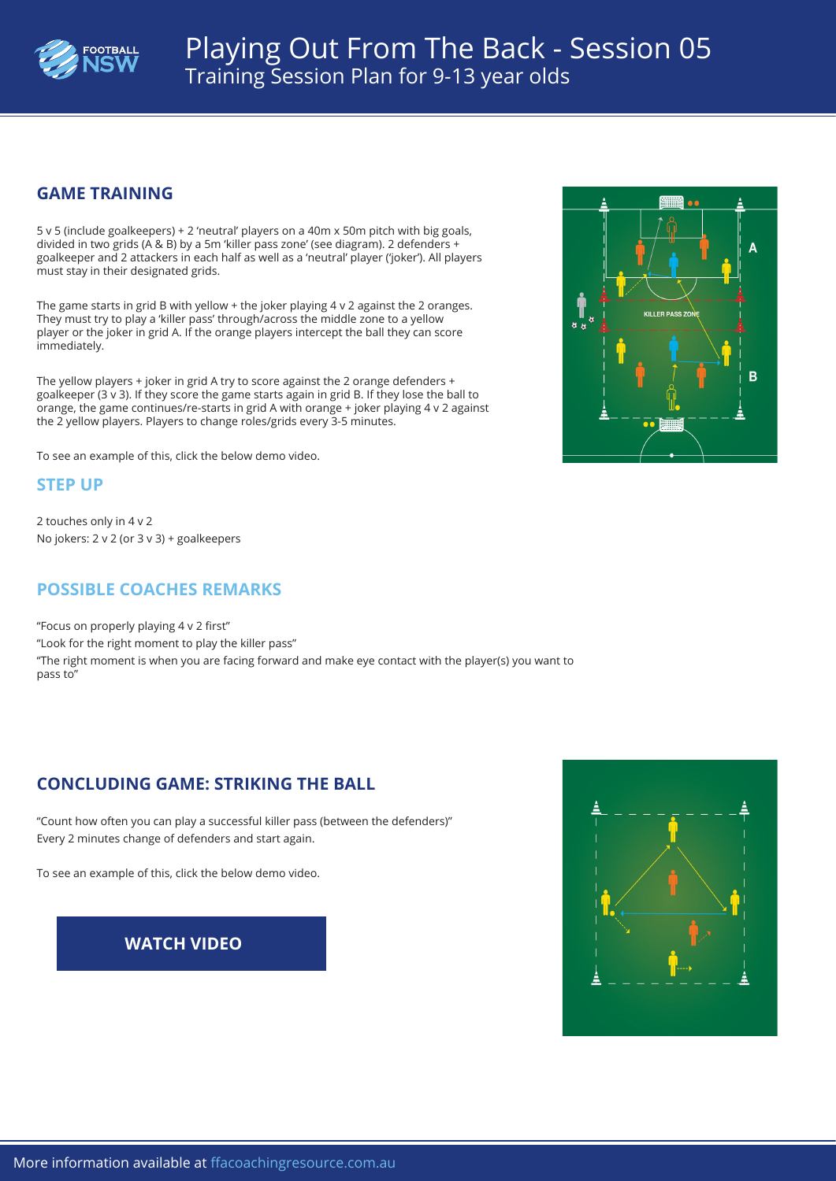# Playing Out From The Back - Session 05

Training Session Plan for 9-13 year olds

## GAME TRAINING

5 v 5 (include goalkeepers) + 2 'neutral' players on a 40m x 50m pitch with big goals, divided in two grids (A & B) by a 5m 'killer pass zone' (see diagram). 2 defenders + goalkeeper and 2 attackers in each half as well as a 'neutral' player ('joker'). All players must stay in their designated grids.

The game starts in grid B with yellow + the joker playing 4 v 2 against the 2 oranges. They must try to play a 'killer pass' through/across the middle zone to a yellow player or the joker in grid A. If the orange players intercept the ball they can score immediately.

The yellow players + joker in grid A try to score against the 2 orange defenders + goalkeeper (3 v 3). If they score the game starts again in grid B. If they lose the ball to orange, the game continues/re-starts in grid A with orange + joker playing 4 v 2 against the 2 yellow players. Players to change roles/grids every 3-5 minutes.

To see an example of this, click the below demo video.

A

KILLER PASS ZONE

B

## STEP UP

2 touches only in 4 v 2
No jokers: 2 v 2 (or 3 v 3) + goalkeepers

## POSSIBLE COACHES REMARKS

"Focus on properly playing 4 v 2 first"
"Look for the right moment to play the killer pass"
"The right moment is when you are facing forward and make eye contact with the player(s) you want to pass to"

## CONCLUDING GAME: STRIKING THE BALL

"Count how often you can play a successful killer pass (between the defenders)"
Every 2 minutes change of defenders and start again.

To see an example of this, click the below demo video.

**WATCH VIDEO**

More information available at ffacoachingresource.com.au